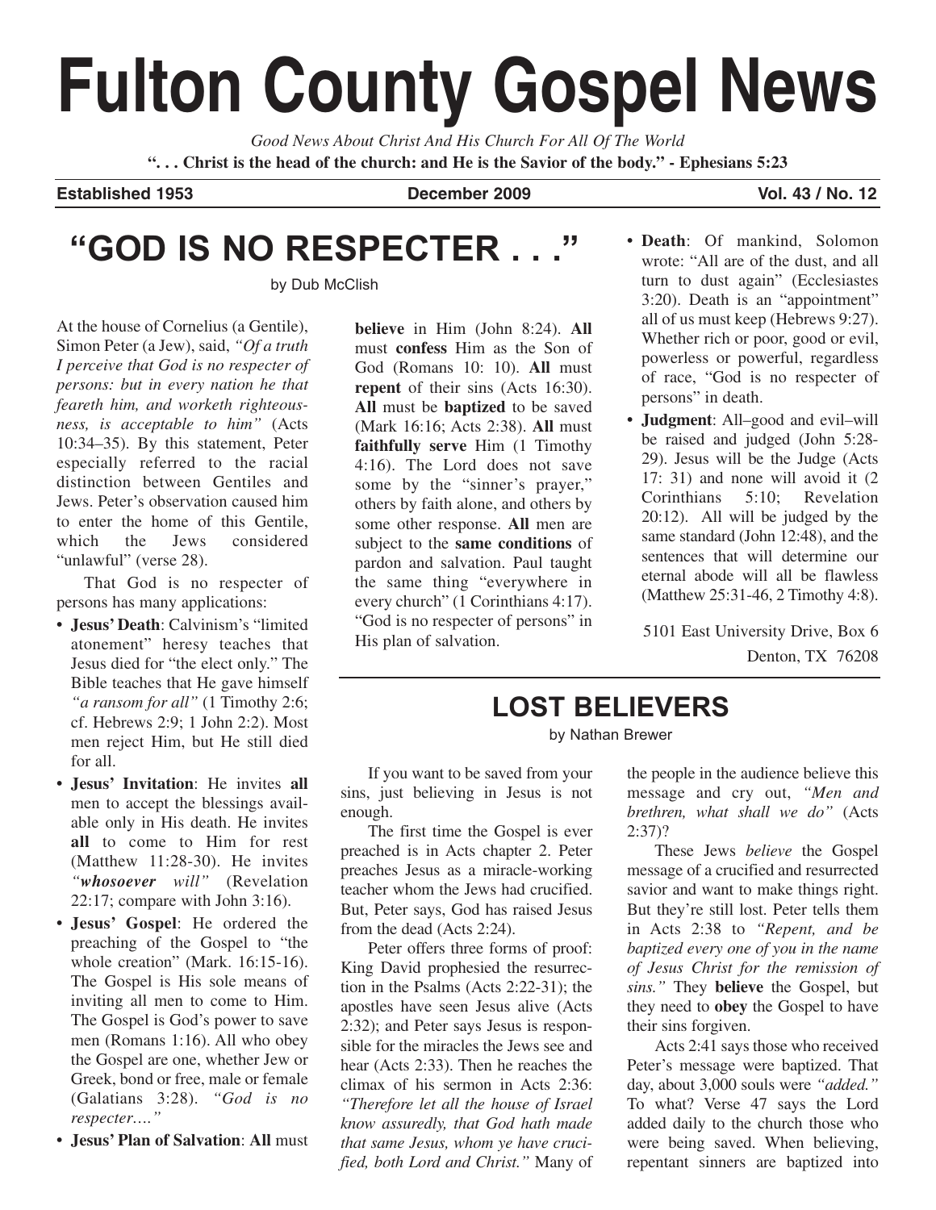# Fulton County Gospel News

*Good News About Christ And His Church For All Of The World*

**". . . Christ is the head of the church: and He is the Savior of the body." - Ephesians 5:23**

**Established 1953** | **December 2009** | **Vol. 43 / No. 12**

## "GOD IS NO RESPECTER . . ."

by Dub McClish

At the house of Cornelius (a Gentile), Simon Peter (a Jew), said, *"Of a truth I perceive that God is no respecter of persons: but in every nation he that feareth him, and worketh righteousness, is acceptable to him"* (Acts 10:34–35). By this statement, Peter especially referred to the racial distinction between Gentiles and Jews. Peter's observation caused him to enter the home of this Gentile, which the Jews considered "unlawful" (verse 28).

That God is no respecter of persons has many applications:

- **Jesus' Death**: Calvinism's "limited atonement" heresy teaches that Jesus died for "the elect only." The Bible teaches that He gave himself *"a ransom for all"* (1 Timothy 2:6; cf. Hebrews 2:9; 1 John 2:2). Most men reject Him, but He still died for all.
- **Jesus' Invitation**: He invites **all** men to accept the blessings available only in His death. He invites **all** to come to Him for rest (Matthew 11:28-30). He invites *"**whosoever** will"* (Revelation 22:17; compare with John 3:16).
- **Jesus' Gospel**: He ordered the preaching of the Gospel to "the whole creation" (Mark. 16:15-16). The Gospel is His sole means of inviting all men to come to Him. The Gospel is God's power to save men (Romans 1:16). All who obey the Gospel are one, whether Jew or Greek, bond or free, male or female (Galatians 3:28). *"God is no respecter...."*
- **Jesus' Plan of Salvation**: **All** must **believe** in Him (John 8:24). **All** must **confess** Him as the Son of God (Romans 10: 10). **All** must **repent** of their sins (Acts 16:30). **All** must be **baptized** to be saved (Mark 16:16; Acts 2:38). **All** must **faithfully serve** Him (1 Timothy 4:16). The Lord does not save some by the "sinner's prayer," others by faith alone, and others by some other response. **All** men are subject to the **same conditions** of pardon and salvation. Paul taught the same thing "everywhere in every church" (1 Corinthians 4:17). "God is no respecter of persons" in His plan of salvation.
- **Death**: Of mankind, Solomon wrote: "All are of the dust, and all turn to dust again" (Ecclesiastes 3:20). Death is an "appointment" all of us must keep (Hebrews 9:27). Whether rich or poor, good or evil, powerless or powerful, regardless of race, "God is no respecter of persons" in death.
- **Judgment**: All–good and evil–will be raised and judged (John 5:28-29). Jesus will be the Judge (Acts 17: 31) and none will avoid it (2 Corinthians 5:10; Revelation 20:12). All will be judged by the same standard (John 12:48), and the sentences that will determine our eternal abode will all be flawless (Matthew 25:31-46, 2 Timothy 4:8).

5101 East University Drive, Box 6
Denton, TX 76208

## LOST BELIEVERS

by Nathan Brewer

If you want to be saved from your sins, just believing in Jesus is not enough.

The first time the Gospel is ever preached is in Acts chapter 2. Peter preaches Jesus as a miracle-working teacher whom the Jews had crucified. But, Peter says, God has raised Jesus from the dead (Acts 2:24).

Peter offers three forms of proof: King David prophesied the resurrection in the Psalms (Acts 2:22-31); the apostles have seen Jesus alive (Acts 2:32); and Peter says Jesus is responsible for the miracles the Jews see and hear (Acts 2:33). Then he reaches the climax of his sermon in Acts 2:36: *"Therefore let all the house of Israel know assuredly, that God hath made that same Jesus, whom ye have crucified, both Lord and Christ."* Many of the people in the audience believe this message and cry out, *"Men and brethren, what shall we do"* (Acts 2:37)?

These Jews *believe* the Gospel message of a crucified and resurrected savior and want to make things right. But they're still lost. Peter tells them in Acts 2:38 to *"Repent, and be baptized every one of you in the name of Jesus Christ for the remission of sins."* They **believe** the Gospel, but they need to **obey** the Gospel to have their sins forgiven.

Acts 2:41 says those who received Peter's message were baptized. That day, about 3,000 souls were *"added."* To what? Verse 47 says the Lord added daily to the church those who were being saved. When believing, repentant sinners are baptized into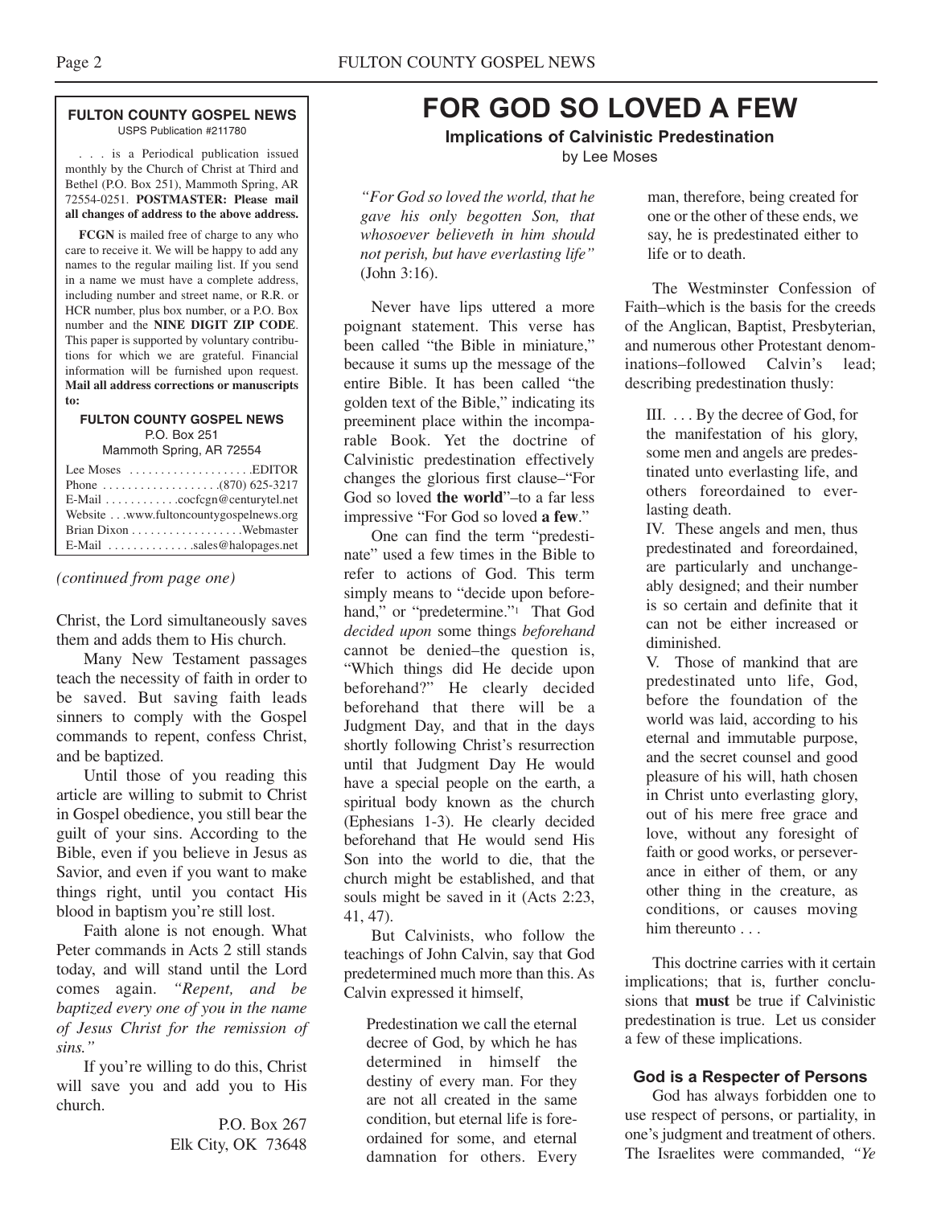**FULTON COUNTY GOSPEL NEWS**
USPS Publication #211780

. . . is a Periodical publication issued monthly by the Church of Christ at Third and Bethel (P.O. Box 251), Mammoth Spring, AR 72554-0251. **POSTMASTER: Please mail all changes of address to the above address.**

**FCGN** is mailed free of charge to any who care to receive it. We will be happy to add any names to the regular mailing list. If you send in a name we must have a complete address, including number and street name, or R.R. or HCR number, plus box number, or a P.O. Box number and the **NINE DIGIT ZIP CODE**. This paper is supported by voluntary contributions for which we are grateful. Financial information will be furnished upon request. **Mail all address corrections or manuscripts to:**

**FULTON COUNTY GOSPEL NEWS**
P.O. Box 251
Mammoth Spring, AR 72554

Lee Moses . . . . . . . . . . . . . . . . . . .EDITOR
Phone . . . . . . . . . . . . . . . . . .(870) 625-3217
E-Mail . . . . . . . . . . . .cocfcgn@centurytel.net
Website . . .www.fultoncountygospelnews.org
Brian Dixon . . . . . . . . . . . . . . . . .Webmaster
E-Mail . . . . . . . . . . . . .sales@halopages.net

*(continued from page one)*

Christ, the Lord simultaneously saves them and adds them to His church.

Many New Testament passages teach the necessity of faith in order to be saved. But saving faith leads sinners to comply with the Gospel commands to repent, confess Christ, and be baptized.

Until those of you reading this article are willing to submit to Christ in Gospel obedience, you still bear the guilt of your sins. According to the Bible, even if you believe in Jesus as Savior, and even if you want to make things right, until you contact His blood in baptism you're still lost.

Faith alone is not enough. What Peter commands in Acts 2 still stands today, and will stand until the Lord comes again. *"Repent, and be baptized every one of you in the name of Jesus Christ for the remission of sins."*

If you're willing to do this, Christ will save you and add you to His church.

P.O. Box 267
Elk City, OK 73648

# FOR GOD SO LOVED A FEW

**Implications of Calvinistic Predestination**

by Lee Moses

*"For God so loved the world, that he gave his only begotten Son, that whosoever believeth in him should not perish, but have everlasting life"* (John 3:16).

Never have lips uttered a more poignant statement. This verse has been called "the Bible in miniature," because it sums up the message of the entire Bible. It has been called "the golden text of the Bible," indicating its preeminent place within the incomparable Book. Yet the doctrine of Calvinistic predestination effectively changes the glorious first clause–"For God so loved **the world**"–to a far less impressive "For God so loved **a few**."

One can find the term "predestinate" used a few times in the Bible to refer to actions of God. This term simply means to "decide upon beforehand," or "predetermine."[1] That God *decided upon* some things *beforehand* cannot be denied–the question is, "Which things did He decide upon beforehand?" He clearly decided beforehand that there will be a Judgment Day, and that in the days shortly following Christ's resurrection until that Judgment Day He would have a special people on the earth, a spiritual body known as the church (Ephesians 1-3). He clearly decided beforehand that He would send His Son into the world to die, that the church might be established, and that souls might be saved in it (Acts 2:23, 41, 47).

But Calvinists, who follow the teachings of John Calvin, say that God predetermined much more than this. As Calvin expressed it himself,

> Predestination we call the eternal decree of God, by which he has determined in himself the destiny of every man. For they are not all created in the same condition, but eternal life is foreordained for some, and eternal damnation for others. Every man, therefore, being created for one or the other of these ends, we say, he is predestinated either to life or to death.

The Westminster Confession of Faith–which is the basis for the creeds of the Anglican, Baptist, Presbyterian, and numerous other Protestant denominations–followed Calvin's lead; describing predestination thusly:

> III. . . . By the decree of God, for the manifestation of his glory, some men and angels are predestinated unto everlasting life, and others foreordained to everlasting death.
>
> IV. These angels and men, thus predestinated and foreordained, are particularly and unchangeably designed; and their number is so certain and definite that it can not be either increased or diminished.
>
> V. Those of mankind that are predestinated unto life, God, before the foundation of the world was laid, according to his eternal and immutable purpose, and the secret counsel and good pleasure of his will, hath chosen in Christ unto everlasting glory, out of his mere free grace and love, without any foresight of faith or good works, or perseverance in either of them, or any other thing in the creature, as conditions, or causes moving him thereunto . . .

This doctrine carries with it certain implications; that is, further conclusions that **must** be true if Calvinistic predestination is true. Let us consider a few of these implications.

### God is a Respecter of Persons

God has always forbidden one to use respect of persons, or partiality, in one's judgment and treatment of others. The Israelites were commanded, *"Ye*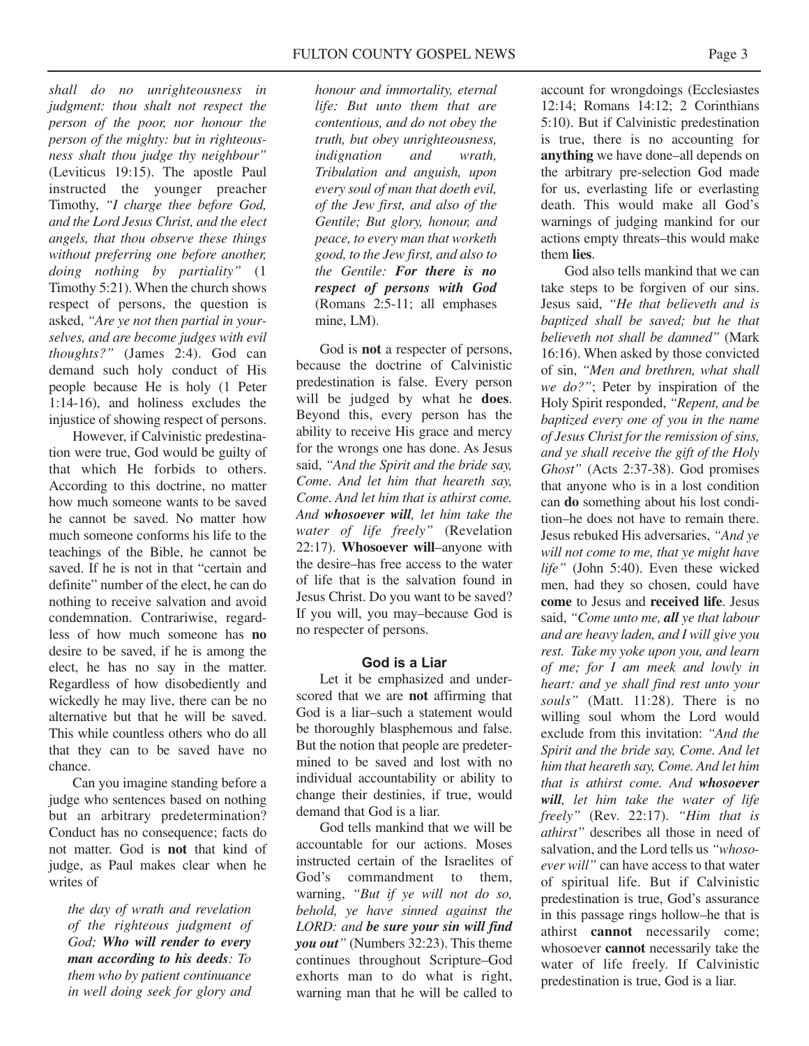*shall do no unrighteousness in judgment: thou shalt not respect the person of the poor, nor honour the person of the mighty: but in righteousness shalt thou judge thy neighbour"* (Leviticus 19:15). The apostle Paul instructed the younger preacher Timothy, *"I charge thee before God, and the Lord Jesus Christ, and the elect angels, that thou observe these things without preferring one before another, doing nothing by partiality"* (1 Timothy 5:21). When the church shows respect of persons, the question is asked, *"Are ye not then partial in yourselves, and are become judges with evil thoughts?"* (James 2:4). God can demand such holy conduct of His people because He is holy (1 Peter 1:14-16), and holiness excludes the injustice of showing respect of persons.

However, if Calvinistic predestination were true, God would be guilty of that which He forbids to others. According to this doctrine, no matter how much someone wants to be saved he cannot be saved. No matter how much someone conforms his life to the teachings of the Bible, he cannot be saved. If he is not in that "certain and definite" number of the elect, he can do nothing to receive salvation and avoid condemnation. Contrariwise, regardless of how much someone has **no** desire to be saved, if he is among the elect, he has no say in the matter. Regardless of how disobediently and wickedly he may live, there can be no alternative but that he will be saved. This while countless others who do all that they can to be saved have no chance.

Can you imagine standing before a judge who sentences based on nothing but an arbitrary predetermination? Conduct has no consequence; facts do not matter. God is **not** that kind of judge, as Paul makes clear when he writes of

> *the day of wrath and revelation of the righteous judgment of God; **Who will render to every man according to his deeds**: To them who by patient continuance in well doing seek for glory and honour and immortality, eternal life: But unto them that are contentious, and do not obey the truth, but obey unrighteousness, indignation and wrath, Tribulation and anguish, upon every soul of man that doeth evil, of the Jew first, and also of the Gentile; But glory, honour, and peace, to every man that worketh good, to the Jew first, and also to the Gentile: **For there is no respect of persons with God*** (Romans 2:5-11; all emphases mine, LM).

God is **not** a respecter of persons, because the doctrine of Calvinistic predestination is false. Every person will be judged by what he **does**. Beyond this, every person has the ability to receive His grace and mercy for the wrongs one has done. As Jesus said, *"And the Spirit and the bride say, Come. And let him that heareth say, Come. And let him that is athirst come. And **whosoever will**, let him take the water of life freely"* (Revelation 22:17). **Whosoever will**–anyone with the desire–has free access to the water of life that is the salvation found in Jesus Christ. Do you want to be saved? If you will, you may–because God is no respecter of persons.

## God is a Liar

Let it be emphasized and underscored that we are **not** affirming that God is a liar–such a statement would be thoroughly blasphemous and false. But the notion that people are predetermined to be saved and lost with no individual accountability or ability to change their destinies, if true, would demand that God is a liar.

God tells mankind that we will be accountable for our actions. Moses instructed certain of the Israelites of God's commandment to them, warning, *"But if ye will not do so, behold, ye have sinned against the LORD: and **be sure your sin will find you out**"* (Numbers 32:23). This theme continues throughout Scripture–God exhorts man to do what is right, warning man that he will be called to account for wrongdoings (Ecclesiastes 12:14; Romans 14:12; 2 Corinthians 5:10). But if Calvinistic predestination is true, there is no accounting for **anything** we have done–all depends on the arbitrary pre-selection God made for us, everlasting life or everlasting death. This would make all God's warnings of judging mankind for our actions empty threats–this would make them **lies**.

God also tells mankind that we can take steps to be forgiven of our sins. Jesus said, *"He that believeth and is baptized shall be saved; but he that believeth not shall be damned"* (Mark 16:16). When asked by those convicted of sin, *"Men and brethren, what shall we do?"*; Peter by inspiration of the Holy Spirit responded, *"Repent, and be baptized every one of you in the name of Jesus Christ for the remission of sins, and ye shall receive the gift of the Holy Ghost"* (Acts 2:37-38). God promises that anyone who is in a lost condition can **do** something about his lost condition–he does not have to remain there. Jesus rebuked His adversaries, *"And ye will not come to me, that ye might have life"* (John 5:40). Even these wicked men, had they so chosen, could have **come** to Jesus and **received life**. Jesus said, *"Come unto me, **all** ye that labour and are heavy laden, and I will give you rest. Take my yoke upon you, and learn of me; for I am meek and lowly in heart: and ye shall find rest unto your souls"* (Matt. 11:28). There is no willing soul whom the Lord would exclude from this invitation: *"And the Spirit and the bride say, Come. And let him that heareth say, Come. And let him that is athirst come. And **whosoever will**, let him take the water of life freely"* (Rev. 22:17). *"Him that is athirst"* describes all those in need of salvation, and the Lord tells us *"whosoever will"* can have access to that water of spiritual life. But if Calvinistic predestination is true, God's assurance in this passage rings hollow–he that is athirst **cannot** necessarily come; whosoever **cannot** necessarily take the water of life freely. If Calvinistic predestination is true, God is a liar.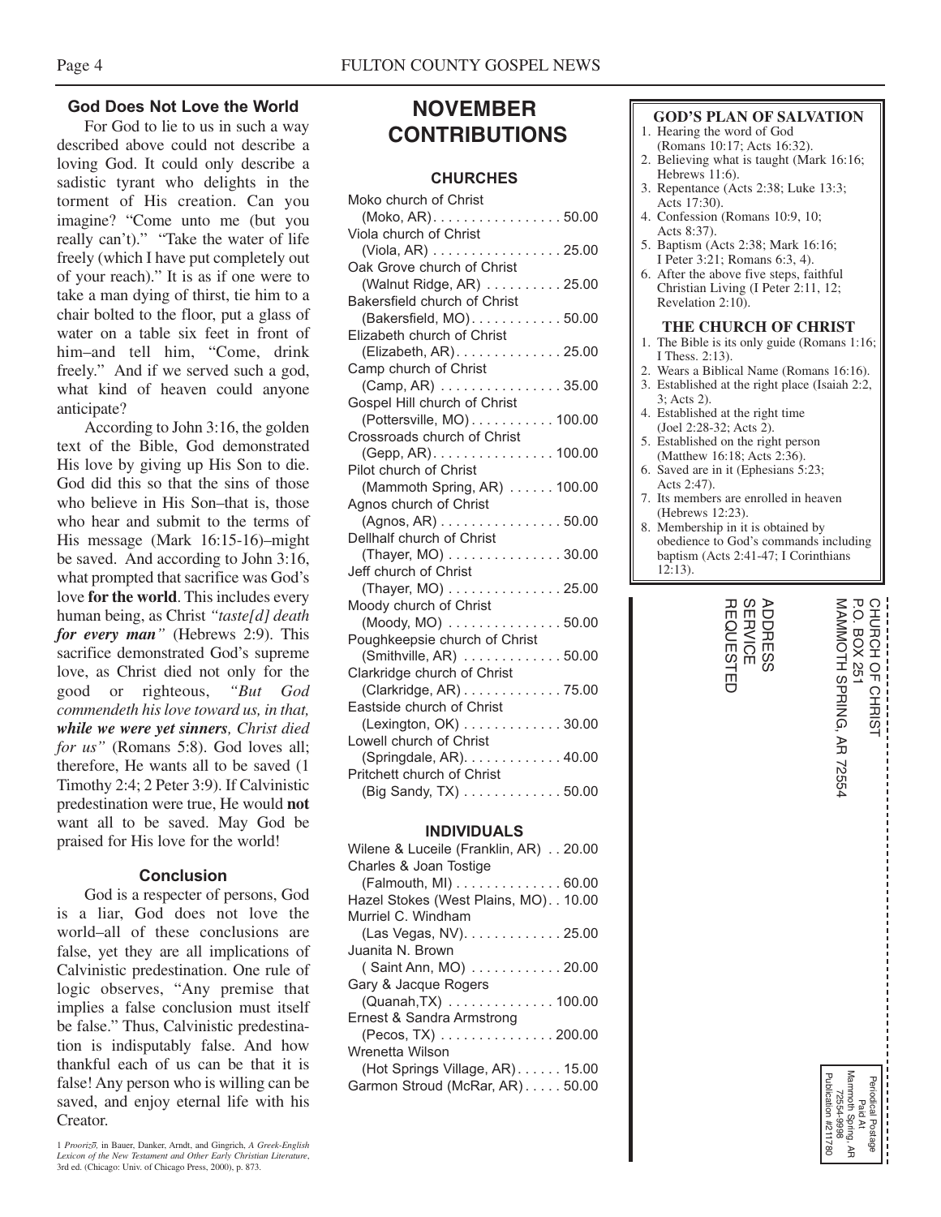## God Does Not Love the World

For God to lie to us in such a way described above could not describe a loving God. It could only describe a sadistic tyrant who delights in the torment of His creation. Can you imagine? "Come unto me (but you really can't)." "Take the water of life freely (which I have put completely out of your reach)." It is as if one were to take a man dying of thirst, tie him to a chair bolted to the floor, put a glass of water on a table six feet in front of him–and tell him, "Come, drink freely." And if we served such a god, what kind of heaven could anyone anticipate?

According to John 3:16, the golden text of the Bible, God demonstrated His love by giving up His Son to die. God did this so that the sins of those who believe in His Son–that is, those who hear and submit to the terms of His message (Mark 16:15-16)–might be saved. And according to John 3:16, what prompted that sacrifice was God's love **for the world**. This includes every human being, as Christ *"taste[d] death **for every man**"* (Hebrews 2:9). This sacrifice demonstrated God's supreme love, as Christ died not only for the good or righteous, *"But God commendeth his love toward us, in that, **while we were yet sinners**, Christ died for us"* (Romans 5:8). God loves all; therefore, He wants all to be saved (1 Timothy 2:4; 2 Peter 3:9). If Calvinistic predestination were true, He would **not** want all to be saved. May God be praised for His love for the world!

## Conclusion

God is a respecter of persons, God is a liar, God does not love the world–all of these conclusions are false, yet they are all implications of Calvinistic predestination. One rule of logic observes, "Any premise that implies a false conclusion must itself be false." Thus, Calvinistic predestination is indisputably false. And how thankful each of us can be that it is false! Any person who is willing can be saved, and enjoy eternal life with his Creator.

1 *Proorizō*, in Bauer, Danker, Arndt, and Gingrich, *A Greek-English Lexicon of the New Testament and Other Early Christian Literature*, 3rd ed. (Chicago: Univ. of Chicago Press, 2000), p. 873.

# NOVEMBER CONTRIBUTIONS

### CHURCHES

| | |
|---|---|
| Moko church of Christ (Moko, AR) | 50.00 |
| Viola church of Christ (Viola, AR) | 25.00 |
| Oak Grove church of Christ (Walnut Ridge, AR) | 25.00 |
| Bakersfield church of Christ (Bakersfield, MO) | 50.00 |
| Elizabeth church of Christ (Elizabeth, AR) | 25.00 |
| Camp church of Christ (Camp, AR) | 35.00 |
| Gospel Hill church of Christ (Pottersville, MO) | 100.00 |
| Crossroads church of Christ (Gepp, AR) | 100.00 |
| Pilot church of Christ (Mammoth Spring, AR) | 100.00 |
| Agnos church of Christ (Agnos, AR) | 50.00 |
| Dellhalf church of Christ (Thayer, MO) | 30.00 |
| Jeff church of Christ (Thayer, MO) | 25.00 |
| Moody church of Christ (Moody, MO) | 50.00 |
| Poughkeepsie church of Christ (Smithville, AR) | 50.00 |
| Clarkridge church of Christ (Clarkridge, AR) | 75.00 |
| Eastside church of Christ (Lexington, OK) | 30.00 |
| Lowell church of Christ (Springdale, AR) | 40.00 |
| Pritchett church of Christ (Big Sandy, TX) | 50.00 |

### INDIVIDUALS

| | |
|---|---|
| Wilene & Luceile (Franklin, AR) | 20.00 |
| Charles & Joan Tostige (Falmouth, MI) | 60.00 |
| Hazel Stokes (West Plains, MO) | 10.00 |
| Murriel C. Windham (Las Vegas, NV) | 25.00 |
| Juanita N. Brown ( Saint Ann, MO) | 20.00 |
| Gary & Jacque Rogers (Quanah,TX) | 100.00 |
| Ernest & Sandra Armstrong (Pecos, TX) | 200.00 |
| Wrenetta Wilson (Hot Springs Village, AR) | 15.00 |
| Garmon Stroud (McRar, AR) | 50.00 |

### GOD'S PLAN OF SALVATION

1. Hearing the word of God (Romans 10:17; Acts 16:32).
2. Believing what is taught (Mark 16:16; Hebrews 11:6).
3. Repentance (Acts 2:38; Luke 13:3; Acts 17:30).
4. Confession (Romans 10:9, 10; Acts 8:37).
5. Baptism (Acts 2:38; Mark 16:16; I Peter 3:21; Romans 6:3, 4).
6. After the above five steps, faithful Christian Living (I Peter 2:11, 12; Revelation 2:10).

### THE CHURCH OF CHRIST

1. The Bible is its only guide (Romans 1:16; I Thess. 2:13).
2. Wears a Biblical Name (Romans 16:16).
3. Established at the right place (Isaiah 2:2, 3; Acts 2).
4. Established at the right time (Joel 2:28-32; Acts 2).
5. Established on the right person (Matthew 16:18; Acts 2:36).
6. Saved are in it (Ephesians 5:23; Acts 2:47).
7. Its members are enrolled in heaven (Hebrews 12:23).
8. Membership in it is obtained by obedience to God's commands including baptism (Acts 2:41-47; I Corinthians 12:13).

CHURCH OF CHRIST
P.O. BOX 251
MAMMOTH SPRING, AR 72554

ADDRESS SERVICE REQUESTED

Periodical Postage Paid At Mammoth Spring, AR 72554-9998 Publication #211780